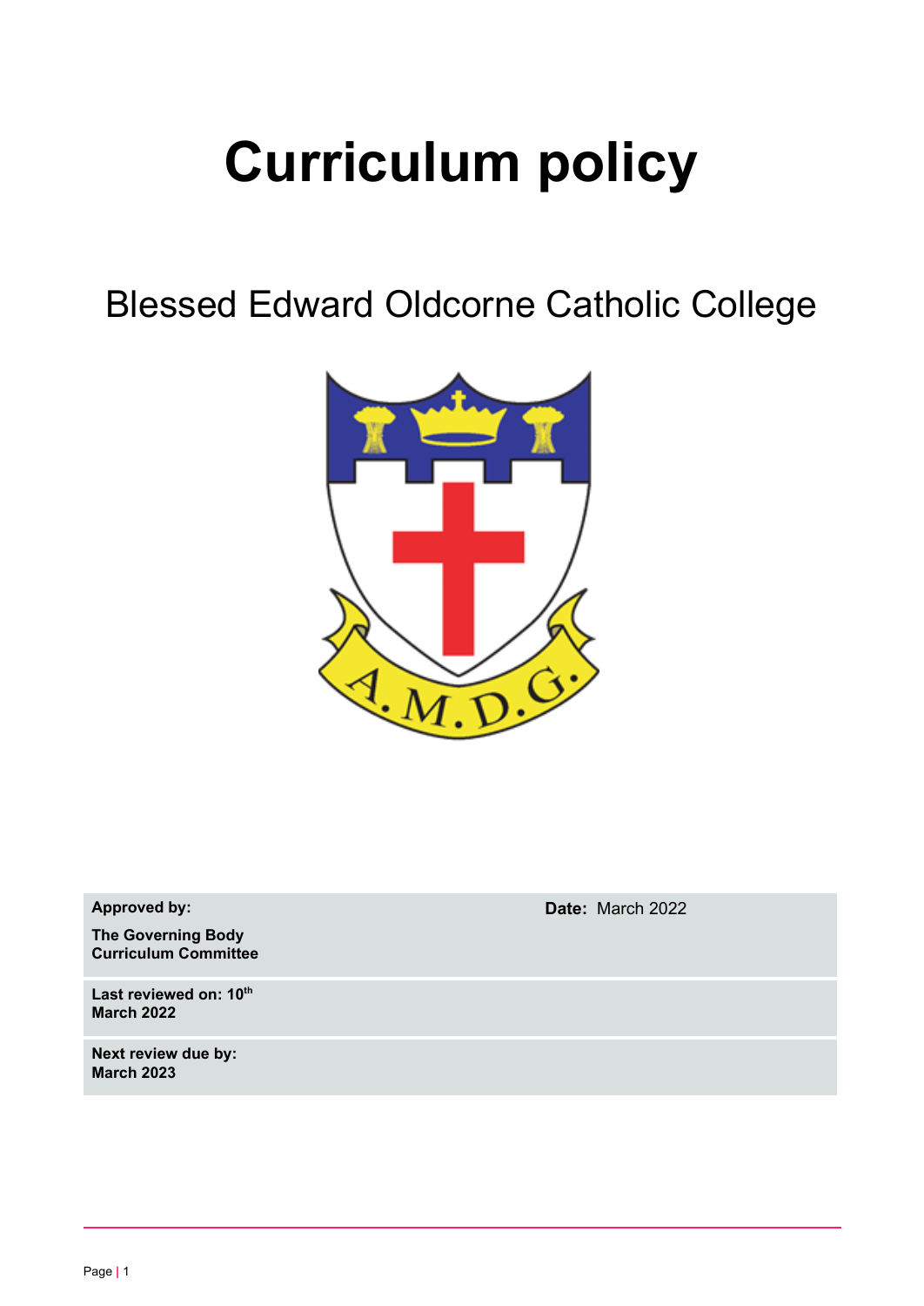# Curriculum policy

## Blessed Edward Oldcorne Catholic College

| | |
|---|---|
| **Approved by:**<br>**The Governing Body Curriculum Committee** | **Date:** March 2022 |
| **Last reviewed on: 10th March 2022** | |
| **Next review due by: March 2023** | |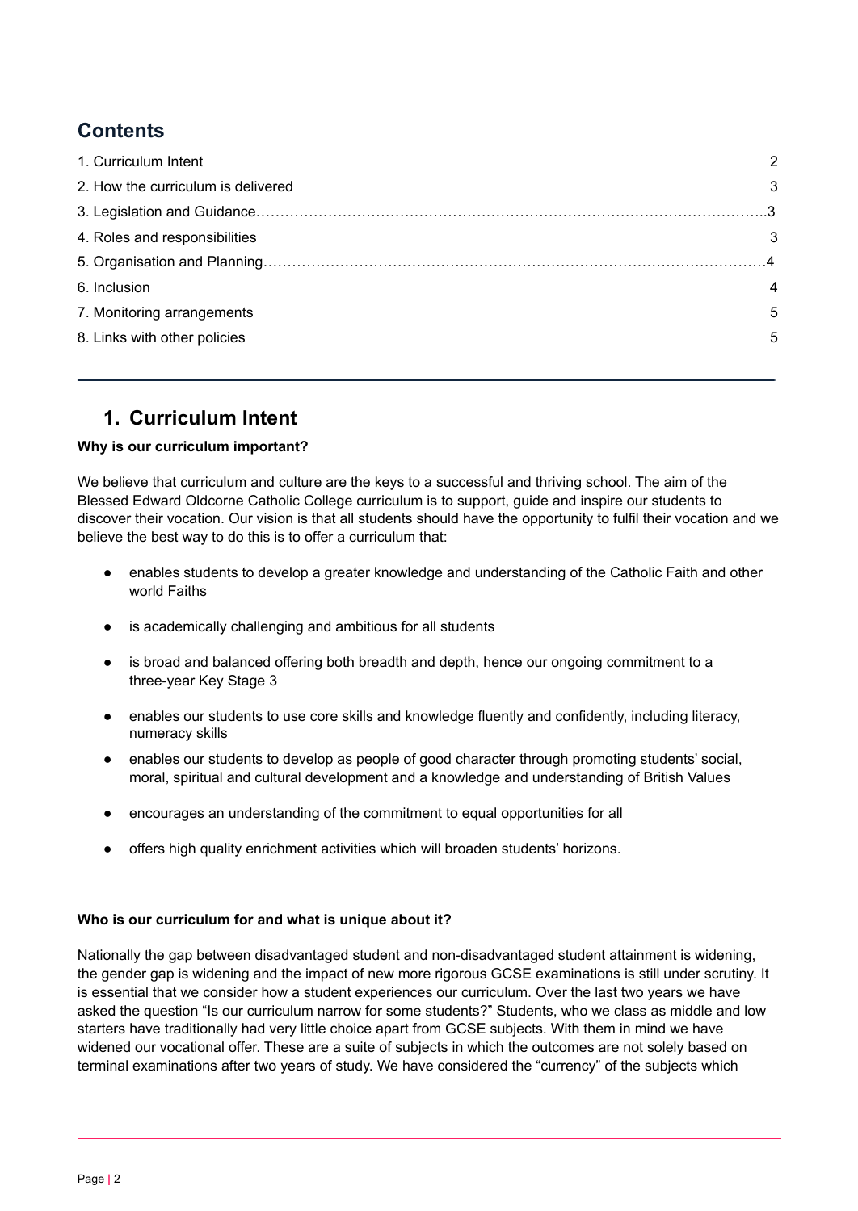## Contents

| | |
|---|---|
| 1. Curriculum Intent | 2 |
| 2. How the curriculum is delivered | 3 |
| 3. Legislation and Guidance | 3 |
| 4. Roles and responsibilities | 3 |
| 5. Organisation and Planning | 4 |
| 6. Inclusion | 4 |
| 7. Monitoring arrangements | 5 |
| 8. Links with other policies | 5 |

## 1. Curriculum Intent

**Why is our curriculum important?**

We believe that curriculum and culture are the keys to a successful and thriving school. The aim of the Blessed Edward Oldcorne Catholic College curriculum is to support, guide and inspire our students to discover their vocation. Our vision is that all students should have the opportunity to fulfil their vocation and we believe the best way to do this is to offer a curriculum that:

- enables students to develop a greater knowledge and understanding of the Catholic Faith and other world Faiths
- is academically challenging and ambitious for all students
- is broad and balanced offering both breadth and depth, hence our ongoing commitment to a three-year Key Stage 3
- enables our students to use core skills and knowledge fluently and confidently, including literacy, numeracy skills
- enables our students to develop as people of good character through promoting students' social, moral, spiritual and cultural development and a knowledge and understanding of British Values
- encourages an understanding of the commitment to equal opportunities for all
- offers high quality enrichment activities which will broaden students' horizons.

**Who is our curriculum for and what is unique about it?**

Nationally the gap between disadvantaged student and non-disadvantaged student attainment is widening, the gender gap is widening and the impact of new more rigorous GCSE examinations is still under scrutiny. It is essential that we consider how a student experiences our curriculum. Over the last two years we have asked the question "Is our curriculum narrow for some students?" Students, who we class as middle and low starters have traditionally had very little choice apart from GCSE subjects. With them in mind we have widened our vocational offer. These are a suite of subjects in which the outcomes are not solely based on terminal examinations after two years of study. We have considered the "currency" of the subjects which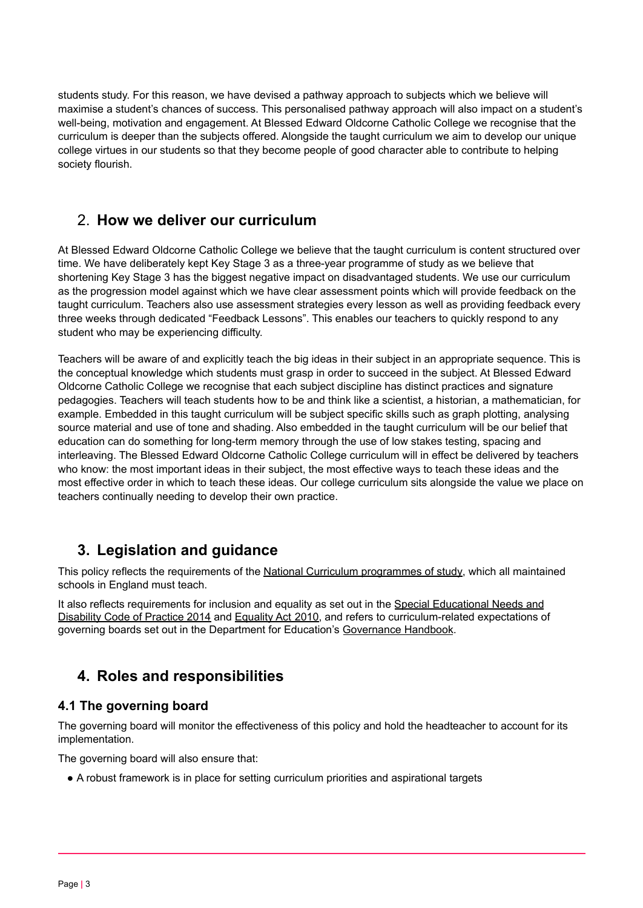students study. For this reason, we have devised a pathway approach to subjects which we believe will maximise a student's chances of success. This personalised pathway approach will also impact on a student's well-being, motivation and engagement. At Blessed Edward Oldcorne Catholic College we recognise that the curriculum is deeper than the subjects offered. Alongside the taught curriculum we aim to develop our unique college virtues in our students so that they become people of good character able to contribute to helping society flourish.

## 2. How we deliver our curriculum

At Blessed Edward Oldcorne Catholic College we believe that the taught curriculum is content structured over time. We have deliberately kept Key Stage 3 as a three-year programme of study as we believe that shortening Key Stage 3 has the biggest negative impact on disadvantaged students. We use our curriculum as the progression model against which we have clear assessment points which will provide feedback on the taught curriculum. Teachers also use assessment strategies every lesson as well as providing feedback every three weeks through dedicated "Feedback Lessons". This enables our teachers to quickly respond to any student who may be experiencing difficulty.

Teachers will be aware of and explicitly teach the big ideas in their subject in an appropriate sequence. This is the conceptual knowledge which students must grasp in order to succeed in the subject. At Blessed Edward Oldcorne Catholic College we recognise that each subject discipline has distinct practices and signature pedagogies. Teachers will teach students how to be and think like a scientist, a historian, a mathematician, for example. Embedded in this taught curriculum will be subject specific skills such as graph plotting, analysing source material and use of tone and shading. Also embedded in the taught curriculum will be our belief that education can do something for long-term memory through the use of low stakes testing, spacing and interleaving. The Blessed Edward Oldcorne Catholic College curriculum will in effect be delivered by teachers who know: the most important ideas in their subject, the most effective ways to teach these ideas and the most effective order in which to teach these ideas. Our college curriculum sits alongside the value we place on teachers continually needing to develop their own practice.

## 3. Legislation and guidance

This policy reflects the requirements of the National Curriculum programmes of study, which all maintained schools in England must teach.

It also reflects requirements for inclusion and equality as set out in the Special Educational Needs and Disability Code of Practice 2014 and Equality Act 2010, and refers to curriculum-related expectations of governing boards set out in the Department for Education's Governance Handbook.

## 4. Roles and responsibilities

### 4.1 The governing board

The governing board will monitor the effectiveness of this policy and hold the headteacher to account for its implementation.

The governing board will also ensure that:

- A robust framework is in place for setting curriculum priorities and aspirational targets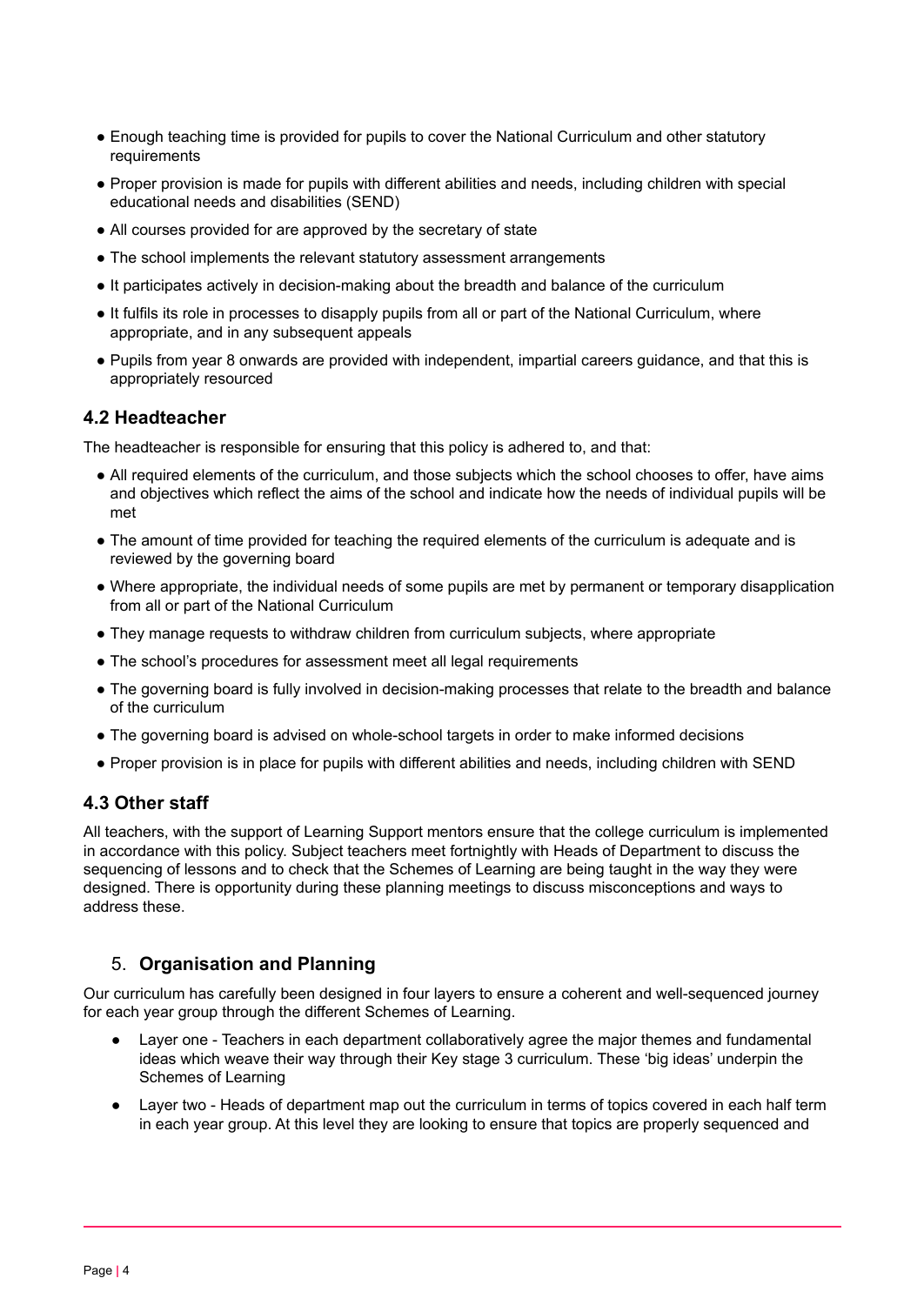- Enough teaching time is provided for pupils to cover the National Curriculum and other statutory requirements
- Proper provision is made for pupils with different abilities and needs, including children with special educational needs and disabilities (SEND)
- All courses provided for are approved by the secretary of state
- The school implements the relevant statutory assessment arrangements
- It participates actively in decision-making about the breadth and balance of the curriculum
- It fulfils its role in processes to disapply pupils from all or part of the National Curriculum, where appropriate, and in any subsequent appeals
- Pupils from year 8 onwards are provided with independent, impartial careers guidance, and that this is appropriately resourced

### 4.2 Headteacher

The headteacher is responsible for ensuring that this policy is adhered to, and that:

- All required elements of the curriculum, and those subjects which the school chooses to offer, have aims and objectives which reflect the aims of the school and indicate how the needs of individual pupils will be met
- The amount of time provided for teaching the required elements of the curriculum is adequate and is reviewed by the governing board
- Where appropriate, the individual needs of some pupils are met by permanent or temporary disapplication from all or part of the National Curriculum
- They manage requests to withdraw children from curriculum subjects, where appropriate
- The school's procedures for assessment meet all legal requirements
- The governing board is fully involved in decision-making processes that relate to the breadth and balance of the curriculum
- The governing board is advised on whole-school targets in order to make informed decisions
- Proper provision is in place for pupils with different abilities and needs, including children with SEND

### 4.3 Other staff

All teachers, with the support of Learning Support mentors ensure that the college curriculum is implemented in accordance with this policy. Subject teachers meet fortnightly with Heads of Department to discuss the sequencing of lessons and to check that the Schemes of Learning are being taught in the way they were designed. There is opportunity during these planning meetings to discuss misconceptions and ways to address these.

## 5. Organisation and Planning

Our curriculum has carefully been designed in four layers to ensure a coherent and well-sequenced journey for each year group through the different Schemes of Learning.

- Layer one - Teachers in each department collaboratively agree the major themes and fundamental ideas which weave their way through their Key stage 3 curriculum. These 'big ideas' underpin the Schemes of Learning
- Layer two - Heads of department map out the curriculum in terms of topics covered in each half term in each year group. At this level they are looking to ensure that topics are properly sequenced and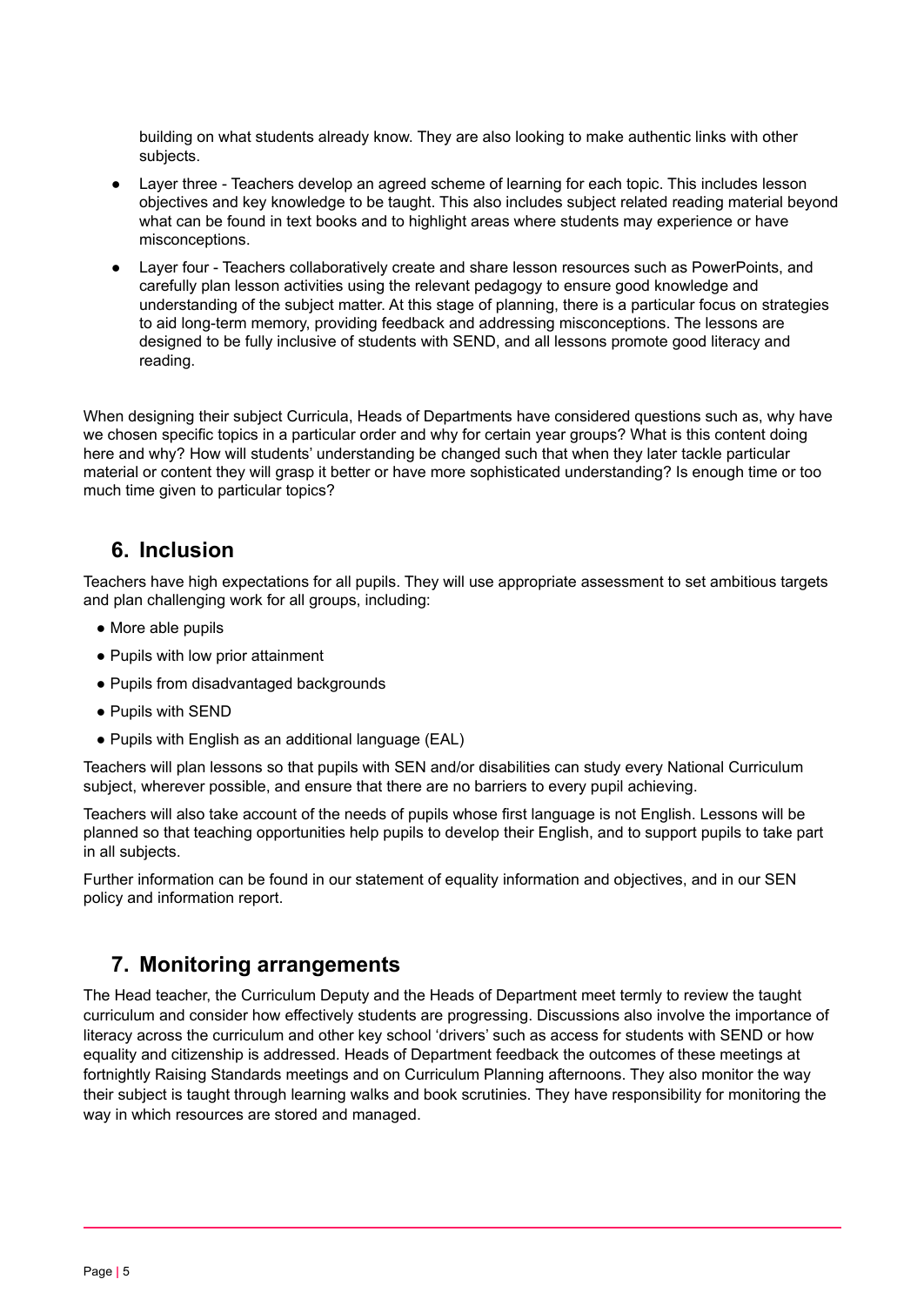building on what students already know. They are also looking to make authentic links with other subjects.

- Layer three - Teachers develop an agreed scheme of learning for each topic. This includes lesson objectives and key knowledge to be taught. This also includes subject related reading material beyond what can be found in text books and to highlight areas where students may experience or have misconceptions.
- Layer four - Teachers collaboratively create and share lesson resources such as PowerPoints, and carefully plan lesson activities using the relevant pedagogy to ensure good knowledge and understanding of the subject matter. At this stage of planning, there is a particular focus on strategies to aid long-term memory, providing feedback and addressing misconceptions. The lessons are designed to be fully inclusive of students with SEND, and all lessons promote good literacy and reading.

When designing their subject Curricula, Heads of Departments have considered questions such as, why have we chosen specific topics in a particular order and why for certain year groups? What is this content doing here and why? How will students' understanding be changed such that when they later tackle particular material or content they will grasp it better or have more sophisticated understanding? Is enough time or too much time given to particular topics?

## 6. Inclusion

Teachers have high expectations for all pupils. They will use appropriate assessment to set ambitious targets and plan challenging work for all groups, including:

- More able pupils
- Pupils with low prior attainment
- Pupils from disadvantaged backgrounds
- Pupils with SEND
- Pupils with English as an additional language (EAL)

Teachers will plan lessons so that pupils with SEN and/or disabilities can study every National Curriculum subject, wherever possible, and ensure that there are no barriers to every pupil achieving.

Teachers will also take account of the needs of pupils whose first language is not English. Lessons will be planned so that teaching opportunities help pupils to develop their English, and to support pupils to take part in all subjects.

Further information can be found in our statement of equality information and objectives, and in our SEN policy and information report.

## 7. Monitoring arrangements

The Head teacher, the Curriculum Deputy and the Heads of Department meet termly to review the taught curriculum and consider how effectively students are progressing. Discussions also involve the importance of literacy across the curriculum and other key school 'drivers' such as access for students with SEND or how equality and citizenship is addressed. Heads of Department feedback the outcomes of these meetings at fortnightly Raising Standards meetings and on Curriculum Planning afternoons. They also monitor the way their subject is taught through learning walks and book scrutinies. They have responsibility for monitoring the way in which resources are stored and managed.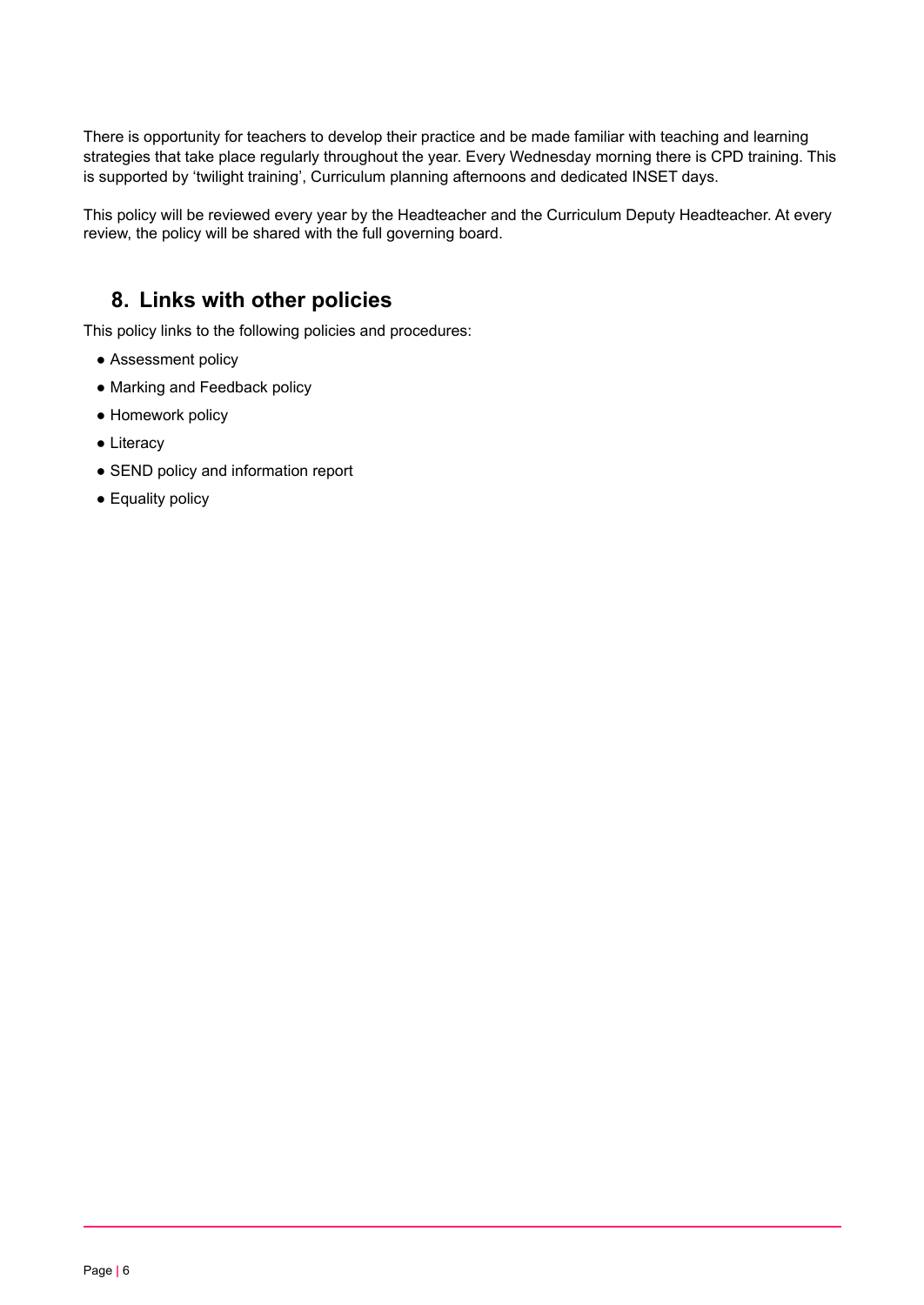There is opportunity for teachers to develop their practice and be made familiar with teaching and learning strategies that take place regularly throughout the year. Every Wednesday morning there is CPD training. This is supported by 'twilight training', Curriculum planning afternoons and dedicated INSET days.

This policy will be reviewed every year by the Headteacher and the Curriculum Deputy Headteacher. At every review, the policy will be shared with the full governing board.

## 8. Links with other policies

This policy links to the following policies and procedures:

- Assessment policy
- Marking and Feedback policy
- Homework policy
- Literacy
- SEND policy and information report
- Equality policy